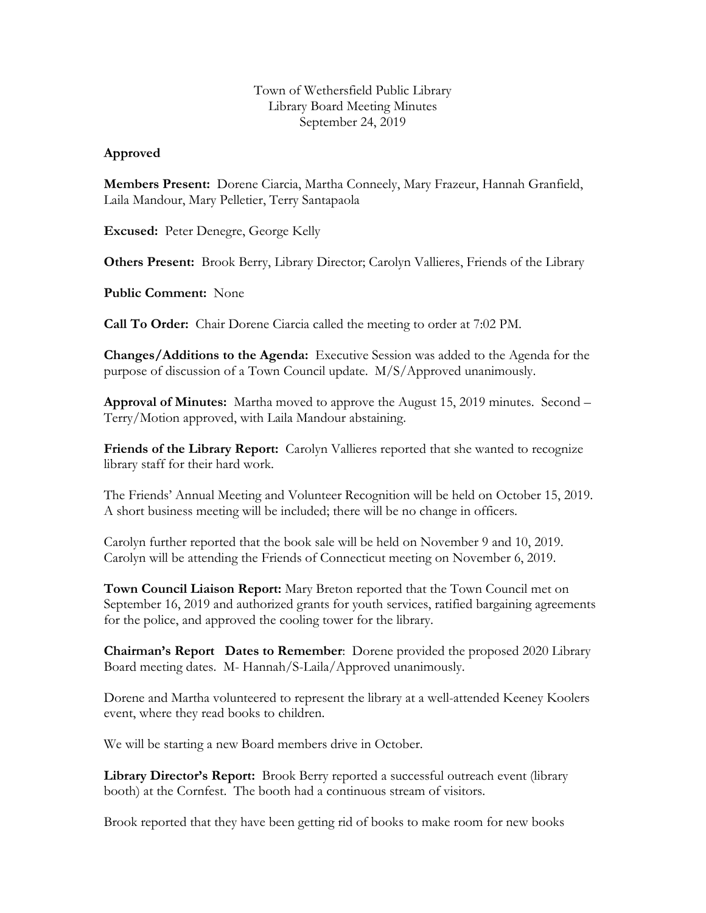Town of Wethersfield Public Library
Library Board Meeting Minutes
September 24, 2019

**Approved**

**Members Present:** Dorene Ciarcia, Martha Conneely, Mary Frazeur, Hannah Granfield, Laila Mandour, Mary Pelletier, Terry Santapaola

**Excused:** Peter Denegre, George Kelly

**Others Present:** Brook Berry, Library Director; Carolyn Vallieres, Friends of the Library

**Public Comment:** None

**Call To Order:** Chair Dorene Ciarcia called the meeting to order at 7:02 PM.

**Changes/Additions to the Agenda:** Executive Session was added to the Agenda for the purpose of discussion of a Town Council update. M/S/Approved unanimously.

**Approval of Minutes:** Martha moved to approve the August 15, 2019 minutes. Second – Terry/Motion approved, with Laila Mandour abstaining.

**Friends of the Library Report:** Carolyn Vallieres reported that she wanted to recognize library staff for their hard work.

The Friends' Annual Meeting and Volunteer Recognition will be held on October 15, 2019. A short business meeting will be included; there will be no change in officers.

Carolyn further reported that the book sale will be held on November 9 and 10, 2019. Carolyn will be attending the Friends of Connecticut meeting on November 6, 2019.

**Town Council Liaison Report:** Mary Breton reported that the Town Council met on September 16, 2019 and authorized grants for youth services, ratified bargaining agreements for the police, and approved the cooling tower for the library.

**Chairman's Report Dates to Remember**: Dorene provided the proposed 2020 Library Board meeting dates. M- Hannah/S-Laila/Approved unanimously.

Dorene and Martha volunteered to represent the library at a well-attended Keeney Koolers event, where they read books to children.

We will be starting a new Board members drive in October.

**Library Director's Report:** Brook Berry reported a successful outreach event (library booth) at the Cornfest. The booth had a continuous stream of visitors.

Brook reported that they have been getting rid of books to make room for new books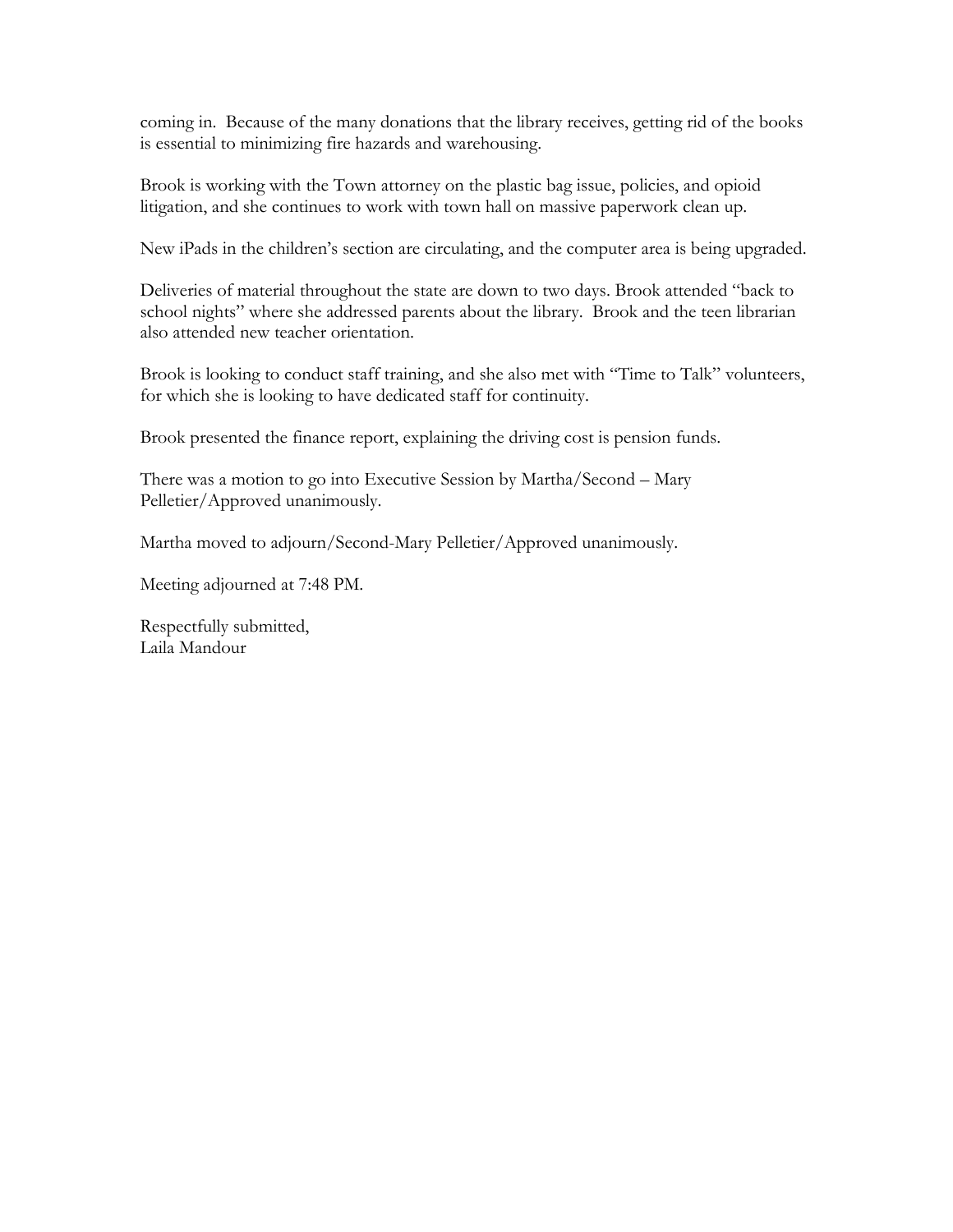coming in. Because of the many donations that the library receives, getting rid of the books is essential to minimizing fire hazards and warehousing.

Brook is working with the Town attorney on the plastic bag issue, policies, and opioid litigation, and she continues to work with town hall on massive paperwork clean up.

New iPads in the children's section are circulating, and the computer area is being upgraded.

Deliveries of material throughout the state are down to two days. Brook attended "back to school nights" where she addressed parents about the library. Brook and the teen librarian also attended new teacher orientation.

Brook is looking to conduct staff training, and she also met with "Time to Talk" volunteers, for which she is looking to have dedicated staff for continuity.

Brook presented the finance report, explaining the driving cost is pension funds.

There was a motion to go into Executive Session by Martha/Second – Mary Pelletier/Approved unanimously.

Martha moved to adjourn/Second-Mary Pelletier/Approved unanimously.

Meeting adjourned at 7:48 PM.

Respectfully submitted,
Laila Mandour